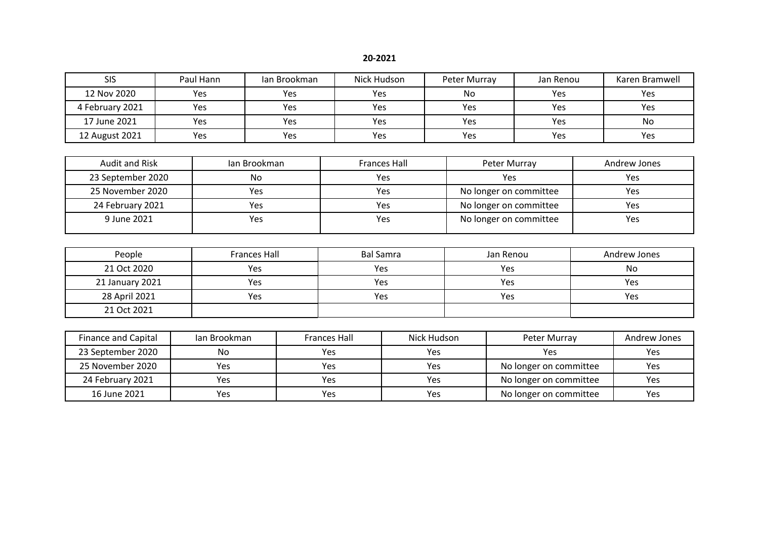**20-2021**

| SIS | Paul Hann | Ian Brookman | Nick Hudson | Peter Murray | Jan Renou | Karen Bramwell |
|---|---|---|---|---|---|---|
| 12 Nov 2020 | Yes | Yes | Yes | No | Yes | Yes |
| 4 February 2021 | Yes | Yes | Yes | Yes | Yes | Yes |
| 17 June 2021 | Yes | Yes | Yes | Yes | Yes | No |
| 12 August 2021 | Yes | Yes | Yes | Yes | Yes | Yes |

| Audit and Risk | Ian Brookman | Frances Hall | Peter Murray | Andrew Jones |
|---|---|---|---|---|
| 23 September 2020 | No | Yes | Yes | Yes |
| 25 November 2020 | Yes | Yes | No longer on committee | Yes |
| 24 February 2021 | Yes | Yes | No longer on committee | Yes |
| 9 June 2021 | Yes | Yes | No longer on committee | Yes |

| People | Frances Hall | Bal Samra | Jan Renou | Andrew Jones |
|---|---|---|---|---|
| 21 Oct 2020 | Yes | Yes | Yes | No |
| 21 January 2021 | Yes | Yes | Yes | Yes |
| 28 April 2021 | Yes | Yes | Yes | Yes |
| 21 Oct 2021 | | | | |

| Finance and Capital | Ian Brookman | Frances Hall | Nick Hudson | Peter Murray | Andrew Jones |
|---|---|---|---|---|---|
| 23 September 2020 | No | Yes | Yes | Yes | Yes |
| 25 November 2020 | Yes | Yes | Yes | No longer on committee | Yes |
| 24 February 2021 | Yes | Yes | Yes | No longer on committee | Yes |
| 16 June 2021 | Yes | Yes | Yes | No longer on committee | Yes |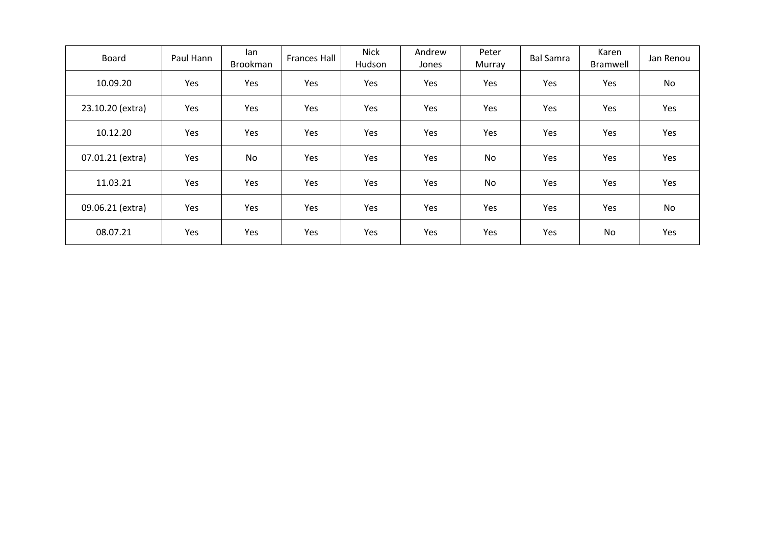| Board | Paul Hann | Ian Brookman | Frances Hall | Nick Hudson | Andrew Jones | Peter Murray | Bal Samra | Karen Bramwell | Jan Renou |
|---|---|---|---|---|---|---|---|---|---|
| 10.09.20 | Yes | Yes | Yes | Yes | Yes | Yes | Yes | Yes | No |
| 23.10.20 (extra) | Yes | Yes | Yes | Yes | Yes | Yes | Yes | Yes | Yes |
| 10.12.20 | Yes | Yes | Yes | Yes | Yes | Yes | Yes | Yes | Yes |
| 07.01.21 (extra) | Yes | No | Yes | Yes | Yes | No | Yes | Yes | Yes |
| 11.03.21 | Yes | Yes | Yes | Yes | Yes | No | Yes | Yes | Yes |
| 09.06.21 (extra) | Yes | Yes | Yes | Yes | Yes | Yes | Yes | Yes | No |
| 08.07.21 | Yes | Yes | Yes | Yes | Yes | Yes | Yes | No | Yes |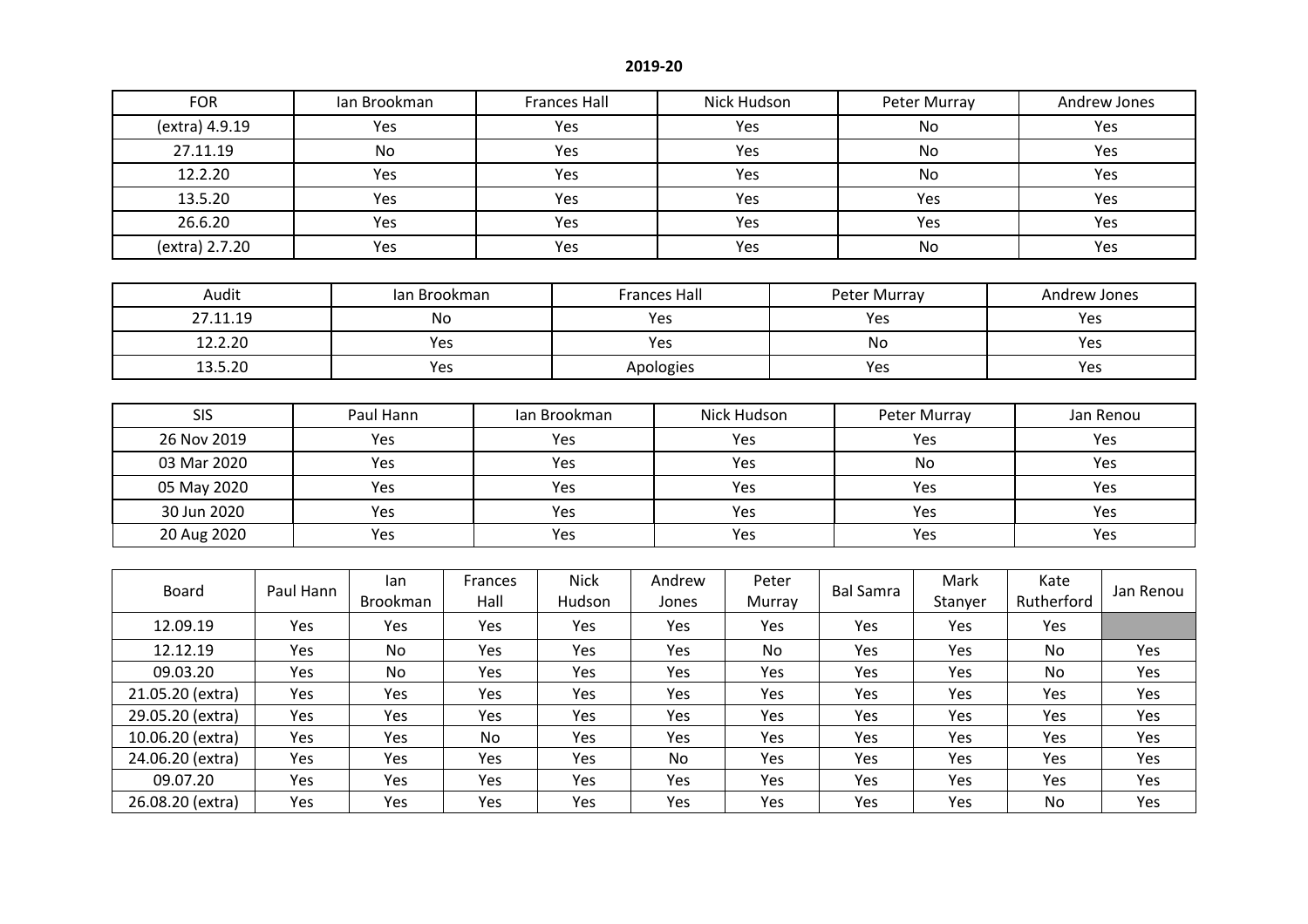**2019-20**

| FOR | Ian Brookman | Frances Hall | Nick Hudson | Peter Murray | Andrew Jones |
|---|---|---|---|---|---|
| (extra) 4.9.19 | Yes | Yes | Yes | No | Yes |
| 27.11.19 | No | Yes | Yes | No | Yes |
| 12.2.20 | Yes | Yes | Yes | No | Yes |
| 13.5.20 | Yes | Yes | Yes | Yes | Yes |
| 26.6.20 | Yes | Yes | Yes | Yes | Yes |
| (extra) 2.7.20 | Yes | Yes | Yes | No | Yes |

| Audit | Ian Brookman | Frances Hall | Peter Murray | Andrew Jones |
|---|---|---|---|---|
| 27.11.19 | No | Yes | Yes | Yes |
| 12.2.20 | Yes | Yes | No | Yes |
| 13.5.20 | Yes | Apologies | Yes | Yes |

| SIS | Paul Hann | Ian Brookman | Nick Hudson | Peter Murray | Jan Renou |
|---|---|---|---|---|---|
| 26 Nov 2019 | Yes | Yes | Yes | Yes | Yes |
| 03 Mar 2020 | Yes | Yes | Yes | No | Yes |
| 05 May 2020 | Yes | Yes | Yes | Yes | Yes |
| 30 Jun 2020 | Yes | Yes | Yes | Yes | Yes |
| 20 Aug 2020 | Yes | Yes | Yes | Yes | Yes |

| Board | Paul Hann | Ian Brookman | Frances Hall | Nick Hudson | Andrew Jones | Peter Murray | Bal Samra | Mark Stanyer | Kate Rutherford | Jan Renou |
|---|---|---|---|---|---|---|---|---|---|---|
| 12.09.19 | Yes | Yes | Yes | Yes | Yes | Yes | Yes | Yes | Yes | |
| 12.12.19 | Yes | No | Yes | Yes | Yes | No | Yes | Yes | No | Yes |
| 09.03.20 | Yes | No | Yes | Yes | Yes | Yes | Yes | Yes | No | Yes |
| 21.05.20 (extra) | Yes | Yes | Yes | Yes | Yes | Yes | Yes | Yes | Yes | Yes |
| 29.05.20 (extra) | Yes | Yes | Yes | Yes | Yes | Yes | Yes | Yes | Yes | Yes |
| 10.06.20 (extra) | Yes | Yes | No | Yes | Yes | Yes | Yes | Yes | Yes | Yes |
| 24.06.20 (extra) | Yes | Yes | Yes | Yes | No | Yes | Yes | Yes | Yes | Yes |
| 09.07.20 | Yes | Yes | Yes | Yes | Yes | Yes | Yes | Yes | Yes | Yes |
| 26.08.20 (extra) | Yes | Yes | Yes | Yes | Yes | Yes | Yes | Yes | No | Yes |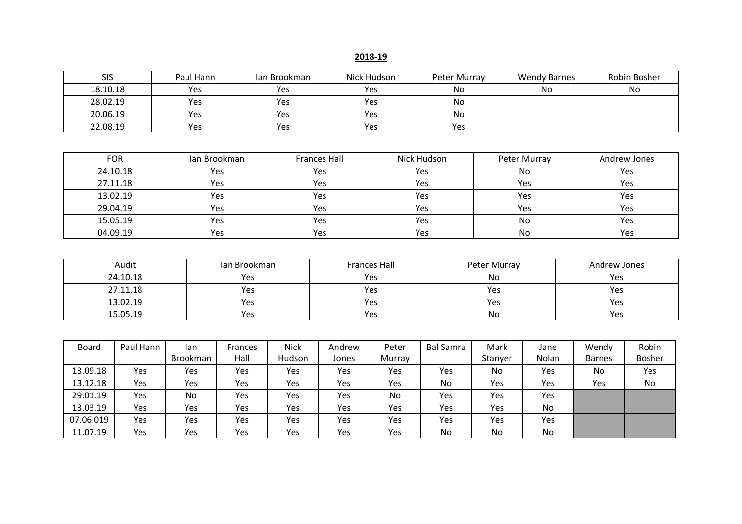**2018-19**

| SIS | Paul Hann | Ian Brookman | Nick Hudson | Peter Murray | Wendy Barnes | Robin Bosher |
|---|---|---|---|---|---|---|
| 18.10.18 | Yes | Yes | Yes | No | No | No |
| 28.02.19 | Yes | Yes | Yes | No | | |
| 20.06.19 | Yes | Yes | Yes | No | | |
| 22.08.19 | Yes | Yes | Yes | Yes | | |

| FOR | Ian Brookman | Frances Hall | Nick Hudson | Peter Murray | Andrew Jones |
|---|---|---|---|---|---|
| 24.10.18 | Yes | Yes | Yes | No | Yes |
| 27.11.18 | Yes | Yes | Yes | Yes | Yes |
| 13.02.19 | Yes | Yes | Yes | Yes | Yes |
| 29.04.19 | Yes | Yes | Yes | Yes | Yes |
| 15.05.19 | Yes | Yes | Yes | No | Yes |
| 04.09.19 | Yes | Yes | Yes | No | Yes |

| Audit | Ian Brookman | Frances Hall | Peter Murray | Andrew Jones |
|---|---|---|---|---|
| 24.10.18 | Yes | Yes | No | Yes |
| 27.11.18 | Yes | Yes | Yes | Yes |
| 13.02.19 | Yes | Yes | Yes | Yes |
| 15.05.19 | Yes | Yes | No | Yes |

| Board | Paul Hann | Ian Brookman | Frances Hall | Nick Hudson | Andrew Jones | Peter Murray | Bal Samra | Mark Stanyer | Jane Nolan | Wendy Barnes | Robin Bosher |
|---|---|---|---|---|---|---|---|---|---|---|---|
| 13.09.18 | Yes | Yes | Yes | Yes | Yes | Yes | Yes | No | Yes | No | Yes |
| 13.12.18 | Yes | Yes | Yes | Yes | Yes | Yes | No | Yes | Yes | Yes | No |
| 29.01.19 | Yes | No | Yes | Yes | Yes | No | Yes | Yes | Yes | | |
| 13.03.19 | Yes | Yes | Yes | Yes | Yes | Yes | Yes | Yes | No | | |
| 07.06.019 | Yes | Yes | Yes | Yes | Yes | Yes | Yes | Yes | Yes | | |
| 11.07.19 | Yes | Yes | Yes | Yes | Yes | Yes | No | No | No | | |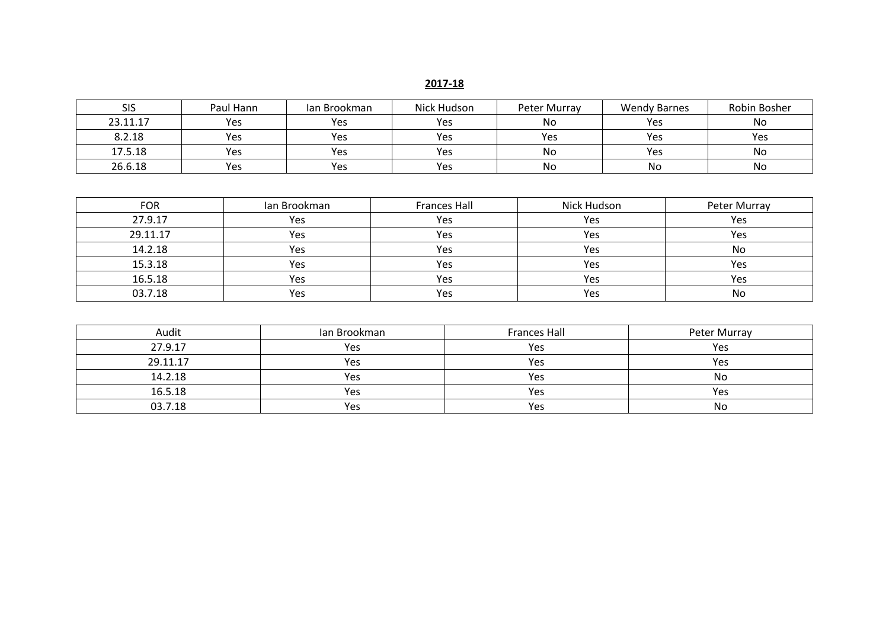**2017-18**

| SIS | Paul Hann | Ian Brookman | Nick Hudson | Peter Murray | Wendy Barnes | Robin Bosher |
|---|---|---|---|---|---|---|
| 23.11.17 | Yes | Yes | Yes | No | Yes | No |
| 8.2.18 | Yes | Yes | Yes | Yes | Yes | Yes |
| 17.5.18 | Yes | Yes | Yes | No | Yes | No |
| 26.6.18 | Yes | Yes | Yes | No | No | No |

| FOR | Ian Brookman | Frances Hall | Nick Hudson | Peter Murray |
|---|---|---|---|---|
| 27.9.17 | Yes | Yes | Yes | Yes |
| 29.11.17 | Yes | Yes | Yes | Yes |
| 14.2.18 | Yes | Yes | Yes | No |
| 15.3.18 | Yes | Yes | Yes | Yes |
| 16.5.18 | Yes | Yes | Yes | Yes |
| 03.7.18 | Yes | Yes | Yes | No |

| Audit | Ian Brookman | Frances Hall | Peter Murray |
|---|---|---|---|
| 27.9.17 | Yes | Yes | Yes |
| 29.11.17 | Yes | Yes | Yes |
| 14.2.18 | Yes | Yes | No |
| 16.5.18 | Yes | Yes | Yes |
| 03.7.18 | Yes | Yes | No |